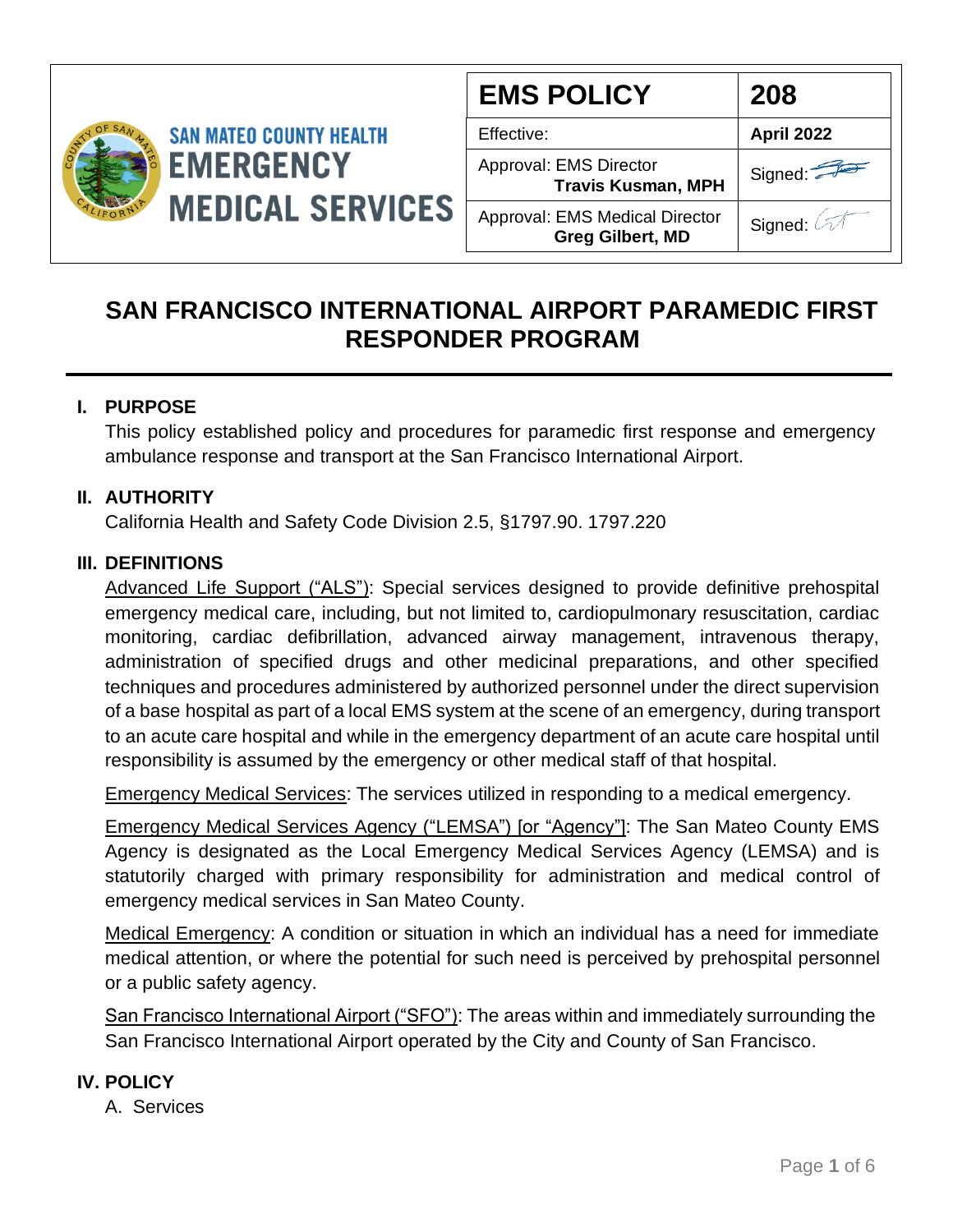**SAN MATEO COUNTY HEALTH**
**EMERGENCY MEDICAL SERVICES**

| EMS POLICY | 208 |
|---|---|
| Effective: | **April 2022** |
| Approval: EMS Director **Travis Kusman, MPH** | Signed: |
| Approval: EMS Medical Director **Greg Gilbert, MD** | Signed: |

# SAN FRANCISCO INTERNATIONAL AIRPORT PARAMEDIC FIRST RESPONDER PROGRAM

## I. PURPOSE

This policy established policy and procedures for paramedic first response and emergency ambulance response and transport at the San Francisco International Airport.

## II. AUTHORITY

California Health and Safety Code Division 2.5, §1797.90. 1797.220

## III. DEFINITIONS

Advanced Life Support ("ALS"): Special services designed to provide definitive prehospital emergency medical care, including, but not limited to, cardiopulmonary resuscitation, cardiac monitoring, cardiac defibrillation, advanced airway management, intravenous therapy, administration of specified drugs and other medicinal preparations, and other specified techniques and procedures administered by authorized personnel under the direct supervision of a base hospital as part of a local EMS system at the scene of an emergency, during transport to an acute care hospital and while in the emergency department of an acute care hospital until responsibility is assumed by the emergency or other medical staff of that hospital.

Emergency Medical Services: The services utilized in responding to a medical emergency.

Emergency Medical Services Agency ("LEMSA") [or "Agency"]: The San Mateo County EMS Agency is designated as the Local Emergency Medical Services Agency (LEMSA) and is statutorily charged with primary responsibility for administration and medical control of emergency medical services in San Mateo County.

Medical Emergency: A condition or situation in which an individual has a need for immediate medical attention, or where the potential for such need is perceived by prehospital personnel or a public safety agency.

San Francisco International Airport ("SFO"): The areas within and immediately surrounding the San Francisco International Airport operated by the City and County of San Francisco.

## IV. POLICY

A. Services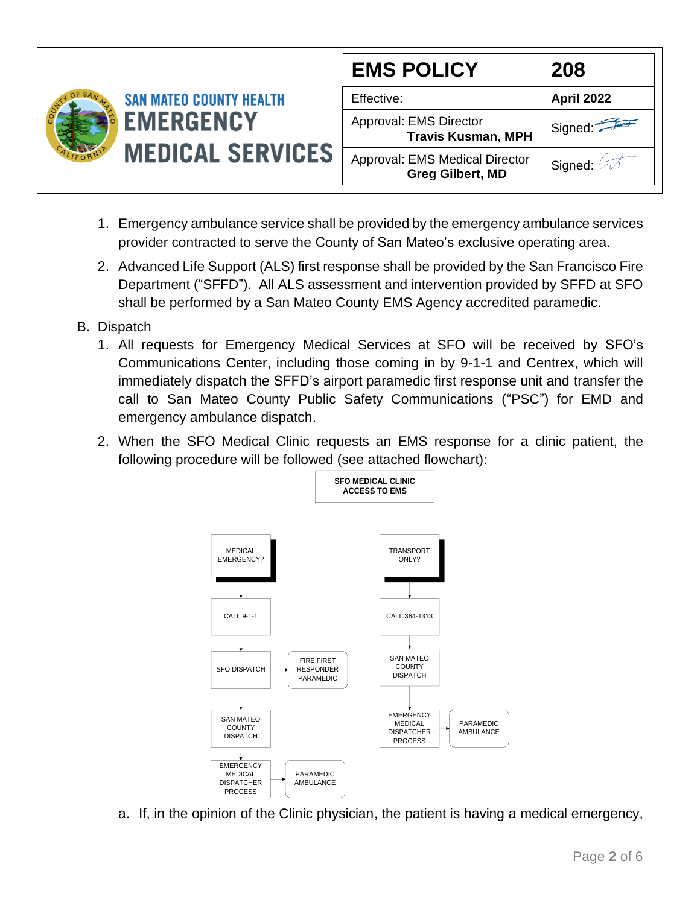| EMS POLICY | 208 |
|---|---|
| Effective: | **April 2022** |
| Approval: EMS Director **Travis Kusman, MPH** | Signed: |
| Approval: EMS Medical Director **Greg Gilbert, MD** | Signed: |

1. Emergency ambulance service shall be provided by the emergency ambulance services provider contracted to serve the County of San Mateo's exclusive operating area.
2. Advanced Life Support (ALS) first response shall be provided by the San Francisco Fire Department ("SFFD"). All ALS assessment and intervention provided by SFFD at SFO shall be performed by a San Mateo County EMS Agency accredited paramedic.

B. Dispatch

1. All requests for Emergency Medical Services at SFO will be received by SFO's Communications Center, including those coming in by 9-1-1 and Centrex, which will immediately dispatch the SFFD's airport paramedic first response unit and transfer the call to San Mateo County Public Safety Communications ("PSC") for EMD and emergency ambulance dispatch.
2. When the SFO Medical Clinic requests an EMS response for a clinic patient, the following procedure will be followed (see attached flowchart):

**SFO MEDICAL CLINIC ACCESS TO EMS**

- MEDICAL EMERGENCY? → CALL 9-1-1 → SFO DISPATCH (→ FIRE FIRST RESPONDER PARAMEDIC) → SAN MATEO COUNTY DISPATCH → EMERGENCY MEDICAL DISPATCHER PROCESS → PARAMEDIC AMBULANCE
- TRANSPORT ONLY? → CALL 364-1313 → SAN MATEO COUNTY DISPATCH → EMERGENCY MEDICAL DISPATCHER PROCESS → PARAMEDIC AMBULANCE

a. If, in the opinion of the Clinic physician, the patient is having a medical emergency,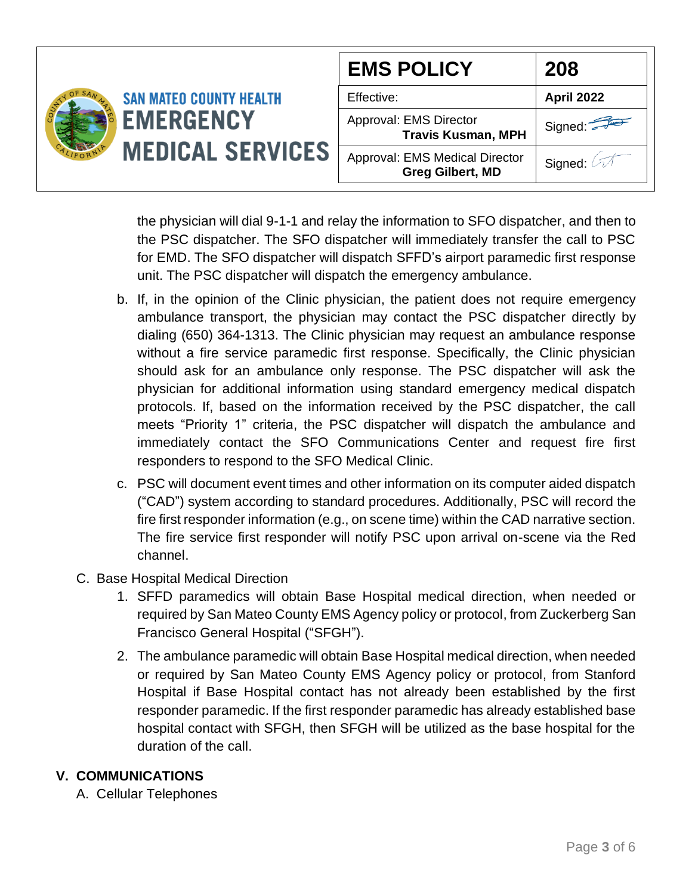the physician will dial 9-1-1 and relay the information to SFO dispatcher, and then to the PSC dispatcher. The SFO dispatcher will immediately transfer the call to PSC for EMD. The SFO dispatcher will dispatch SFFD's airport paramedic first response unit. The PSC dispatcher will dispatch the emergency ambulance.

b. If, in the opinion of the Clinic physician, the patient does not require emergency ambulance transport, the physician may contact the PSC dispatcher directly by dialing (650) 364-1313. The Clinic physician may request an ambulance response without a fire service paramedic first response. Specifically, the Clinic physician should ask for an ambulance only response. The PSC dispatcher will ask the physician for additional information using standard emergency medical dispatch protocols. If, based on the information received by the PSC dispatcher, the call meets "Priority 1" criteria, the PSC dispatcher will dispatch the ambulance and immediately contact the SFO Communications Center and request fire first responders to respond to the SFO Medical Clinic.

c. PSC will document event times and other information on its computer aided dispatch ("CAD") system according to standard procedures. Additionally, PSC will record the fire first responder information (e.g., on scene time) within the CAD narrative section. The fire service first responder will notify PSC upon arrival on-scene via the Red channel.

C. Base Hospital Medical Direction

1. SFFD paramedics will obtain Base Hospital medical direction, when needed or required by San Mateo County EMS Agency policy or protocol, from Zuckerberg San Francisco General Hospital ("SFGH").

2. The ambulance paramedic will obtain Base Hospital medical direction, when needed or required by San Mateo County EMS Agency policy or protocol, from Stanford Hospital if Base Hospital contact has not already been established by the first responder paramedic. If the first responder paramedic has already established base hospital contact with SFGH, then SFGH will be utilized as the base hospital for the duration of the call.

## V. COMMUNICATIONS

A. Cellular Telephones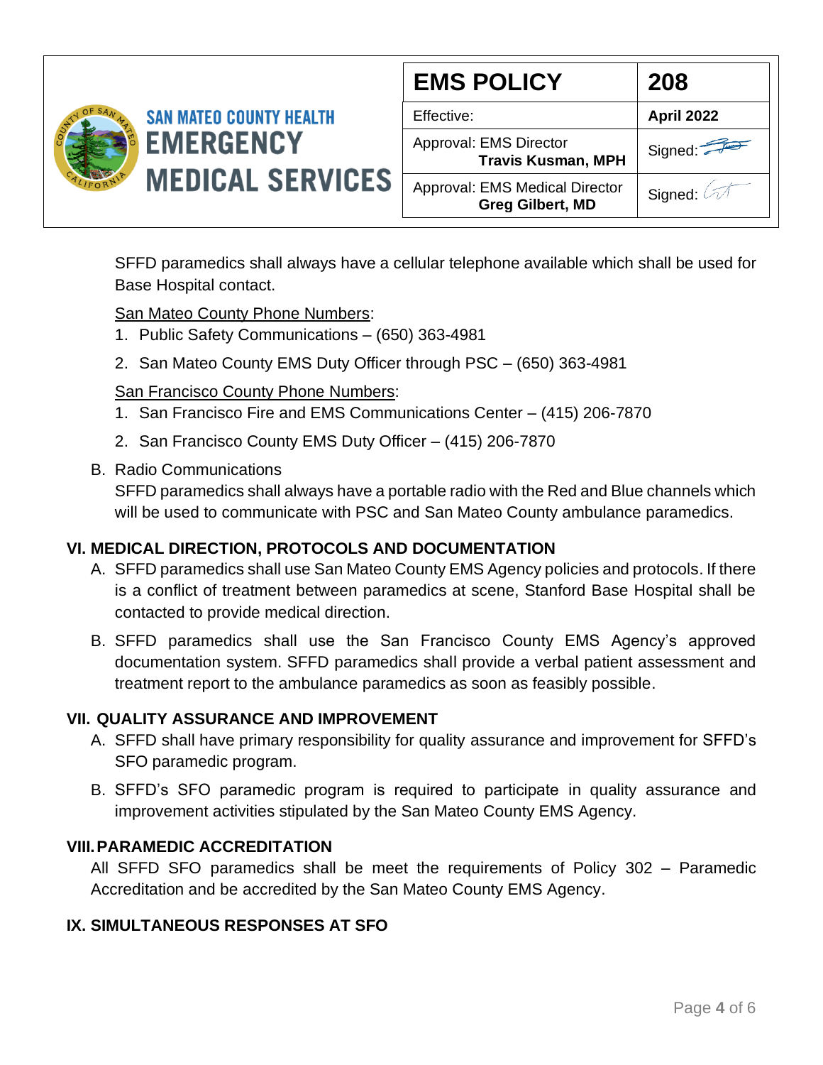SFFD paramedics shall always have a cellular telephone available which shall be used for Base Hospital contact.

San Mateo County Phone Numbers:

1. Public Safety Communications – (650) 363-4981
2. San Mateo County EMS Duty Officer through PSC – (650) 363-4981

San Francisco County Phone Numbers:

1. San Francisco Fire and EMS Communications Center – (415) 206-7870
2. San Francisco County EMS Duty Officer – (415) 206-7870

B. Radio Communications

SFFD paramedics shall always have a portable radio with the Red and Blue channels which will be used to communicate with PSC and San Mateo County ambulance paramedics.

## VI. MEDICAL DIRECTION, PROTOCOLS AND DOCUMENTATION

A. SFFD paramedics shall use San Mateo County EMS Agency policies and protocols. If there is a conflict of treatment between paramedics at scene, Stanford Base Hospital shall be contacted to provide medical direction.

B. SFFD paramedics shall use the San Francisco County EMS Agency's approved documentation system. SFFD paramedics shall provide a verbal patient assessment and treatment report to the ambulance paramedics as soon as feasibly possible.

## VII. QUALITY ASSURANCE AND IMPROVEMENT

A. SFFD shall have primary responsibility for quality assurance and improvement for SFFD's SFO paramedic program.

B. SFFD's SFO paramedic program is required to participate in quality assurance and improvement activities stipulated by the San Mateo County EMS Agency.

## VIII. PARAMEDIC ACCREDITATION

All SFFD SFO paramedics shall be meet the requirements of Policy 302 – Paramedic Accreditation and be accredited by the San Mateo County EMS Agency.

## IX. SIMULTANEOUS RESPONSES AT SFO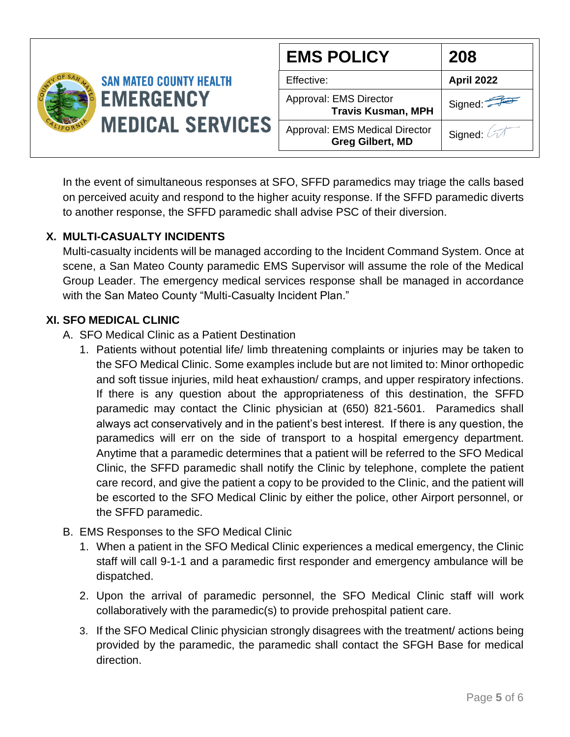In the event of simultaneous responses at SFO, SFFD paramedics may triage the calls based on perceived acuity and respond to the higher acuity response. If the SFFD paramedic diverts to another response, the SFFD paramedic shall advise PSC of their diversion.

## X. MULTI-CASUALTY INCIDENTS

Multi-casualty incidents will be managed according to the Incident Command System. Once at scene, a San Mateo County paramedic EMS Supervisor will assume the role of the Medical Group Leader. The emergency medical services response shall be managed in accordance with the San Mateo County "Multi-Casualty Incident Plan."

## XI. SFO MEDICAL CLINIC

A. SFO Medical Clinic as a Patient Destination

1. Patients without potential life/ limb threatening complaints or injuries may be taken to the SFO Medical Clinic. Some examples include but are not limited to: Minor orthopedic and soft tissue injuries, mild heat exhaustion/ cramps, and upper respiratory infections. If there is any question about the appropriateness of this destination, the SFFD paramedic may contact the Clinic physician at (650) 821-5601. Paramedics shall always act conservatively and in the patient's best interest. If there is any question, the paramedics will err on the side of transport to a hospital emergency department. Anytime that a paramedic determines that a patient will be referred to the SFO Medical Clinic, the SFFD paramedic shall notify the Clinic by telephone, complete the patient care record, and give the patient a copy to be provided to the Clinic, and the patient will be escorted to the SFO Medical Clinic by either the police, other Airport personnel, or the SFFD paramedic.

B. EMS Responses to the SFO Medical Clinic

1. When a patient in the SFO Medical Clinic experiences a medical emergency, the Clinic staff will call 9-1-1 and a paramedic first responder and emergency ambulance will be dispatched.
2. Upon the arrival of paramedic personnel, the SFO Medical Clinic staff will work collaboratively with the paramedic(s) to provide prehospital patient care.
3. If the SFO Medical Clinic physician strongly disagrees with the treatment/ actions being provided by the paramedic, the paramedic shall contact the SFGH Base for medical direction.